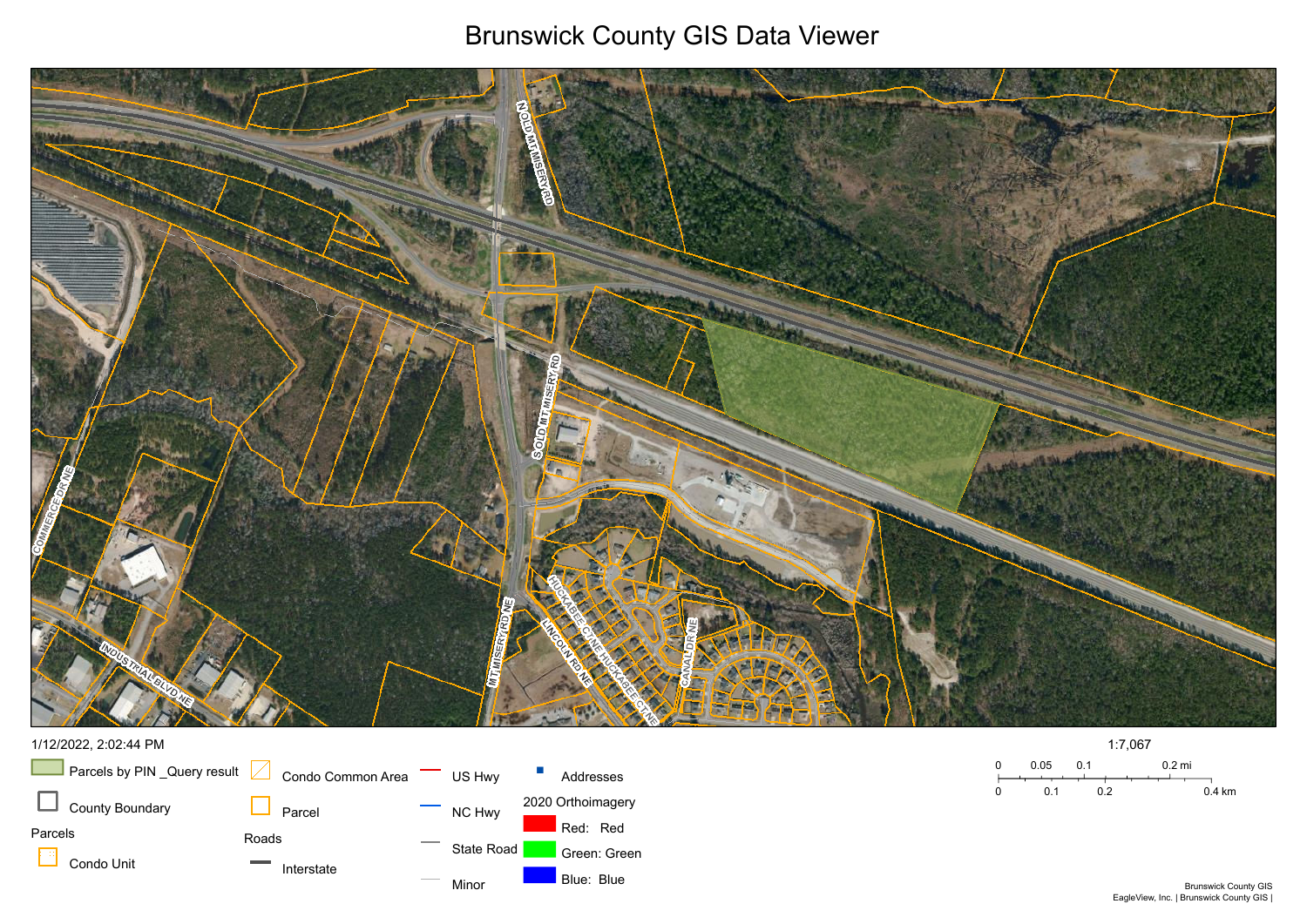# Brunswick County GIS Data Viewer

N OLD MT MISERY RD

S OLD MT MISERY RD

COMMERCE DR NE

INDUSTRIAL BLVD NE

MT MISERY RD NE

HUCKABEE CT NE

LINCOLN RD NE

HUCKABEE CT NE

CANAL DR NE

1/12/2022, 2:02:44 PM

- Parcels by PIN _Query result
- County Boundary

Parcels

- Condo Unit
- Condo Common Area
- Parcel

Roads

- Interstate
- US Hwy
- NC Hwy
- State Road
- Minor
- Addresses

2020 Orthoimagery

- Red: Red
- Green: Green
- Blue: Blue

1:7,067

0 0.05 0.1 0.2 mi

0 0.1 0.2 0.4 km

Brunswick County GIS
EagleView, Inc. | Brunswick County GIS |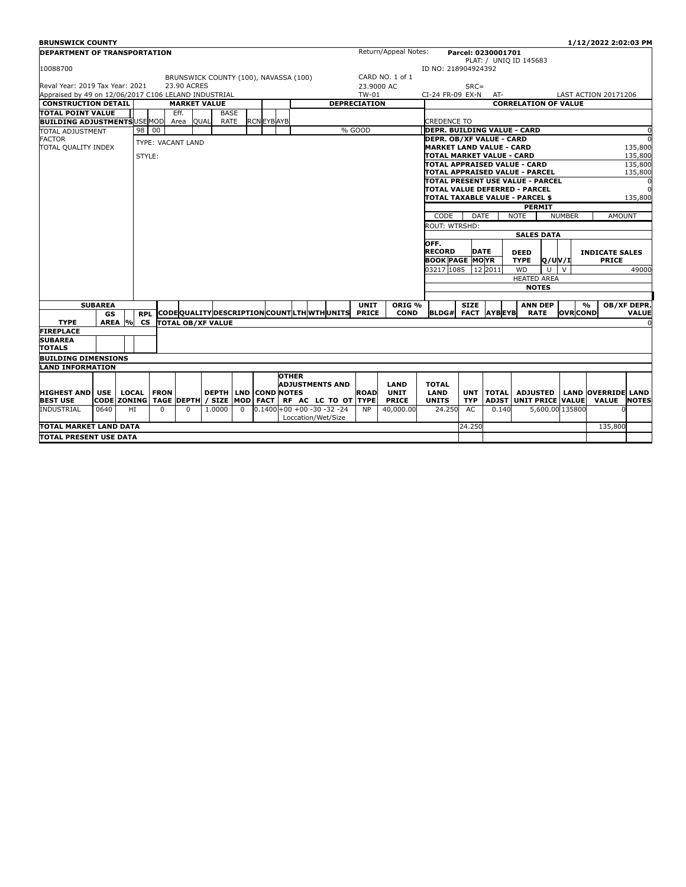**BRUNSWICK COUNTY** 1/12/2022 2:02:03 PM

**DEPARTMENT OF TRANSPORTATION**

10088700

Reval Year: 2019 Tax Year: 2021 23.90 ACRES

Appraised by 49 on 12/06/2017 C106 LELAND INDUSTRIAL

BRUNSWICK COUNTY (100), NAVASSA (100)

Return/Appeal Notes:

CARD NO. 1 of 1

23.9000 AC

TW-01

**Parcel: 0230001701**

PLAT: / UNIQ ID 145683

ID NO: 218904924392

SRC=

CI-24 FR-09 EX-N AT- LAST ACTION 20171206

| CONSTRUCTION DETAIL | | MARKET VALUE | | | | | | | DEPRECIATION |
|---|---|---|---|---|---|---|---|---|---|
| TOTAL POINT VALUE | | Eff. | | BASE | | | | | |
| BUILDING ADJUSTMENTS | USE MOD | Area | QUAL | RATE | RCN | EYB | AYB | | |
| TOTAL ADJUSTMENT FACTOR | 98 00 | | | | | | | | % GOOD |
| TOTAL QUALITY INDEX | TYPE: VACANT LAND | | | | | | | | |
| | STYLE: | | | | | | | | |

| CORRELATION OF VALUE | |
|---|---|
| CREDENCE TO | |
| DEPR. BUILDING VALUE - CARD | 0 |
| DEPR. OB/XF VALUE - CARD | 0 |
| MARKET LAND VALUE - CARD | 135,800 |
| TOTAL MARKET VALUE - CARD | 135,800 |
| TOTAL APPRAISED VALUE - CARD | 135,800 |
| TOTAL APPRAISED VALUE - PARCEL | 135,800 |
| TOTAL PRESENT USE VALUE - PARCEL | 0 |
| TOTAL VALUE DEFERRED - PARCEL | 0 |
| TOTAL TAXABLE VALUE - PARCEL $ | 135,800 |

**PERMIT**

| CODE | DATE | NOTE | NUMBER | AMOUNT |
|---|---|---|---|---|

ROUT: WTRSHD:

**SALES DATA**

| OFF. RECORD BOOK | PAGE | DATE MO | YR | DEED TYPE | Q/U | V/I | INDICATE SALES PRICE |
|---|---|---|---|---|---|---|---|
| 03217 | 1085 | 12 | 2011 | WD | U | V | 49000 |

HEATED AREA

**NOTES**

| SUBAREA TYPE | GS AREA | % | RPL CS | CODE | QUALITY | DESCRIPTION | COUNT | LTH | WTH | UNITS | UNIT PRICE | ORIG % COND | BLDG# | SIZE FACT | AYB | EYB | ANN DEP RATE | OVR | % COND | OB/XF DEPR. VALUE |
|---|---|---|---|---|---|---|---|---|---|---|---|---|---|---|---|---|---|---|---|---|
| | | | | TOTAL OB/XF VALUE | | | | | | | | | | | | | | | | 0 |
| FIREPLACE | | | | | | | | | | | | | | | | | | | | |
| SUBAREA TOTALS | | | | | | | | | | | | | | | | | | | | |

**BUILDING DIMENSIONS**

**LAND INFORMATION**

| HIGHEST AND BEST USE | USE CODE | LOCAL ZONING | FRON TAGE | DEPTH | DEPTH / SIZE | LND MOD | COND FACT | OTHER ADJUSTMENTS AND NOTES RF AC LC TO OT | ROAD TYPE | LAND UNIT PRICE | TOTAL LAND UNITS | UNT TYP | TOTAL ADJST | ADJUSTED UNIT PRICE | LAND VALUE | OVERRIDE VALUE | LAND NOTES |
|---|---|---|---|---|---|---|---|---|---|---|---|---|---|---|---|---|---|
| INDUSTRIAL | 0640 | HI | 0 | 0 | 1.0000 | 0 | 0.1400 | +00 +00 -30 -32 -24 Loccation/Wet/Size | NP | 40,000.00 | 24.250 | AC | 0.140 | 5,600.00 | 135800 | 0 | |
| TOTAL MARKET LAND DATA | | | | | | | | | | | 24.250 | | | | | 135,800 | |
| TOTAL PRESENT USE DATA | | | | | | | | | | | | | | | | | |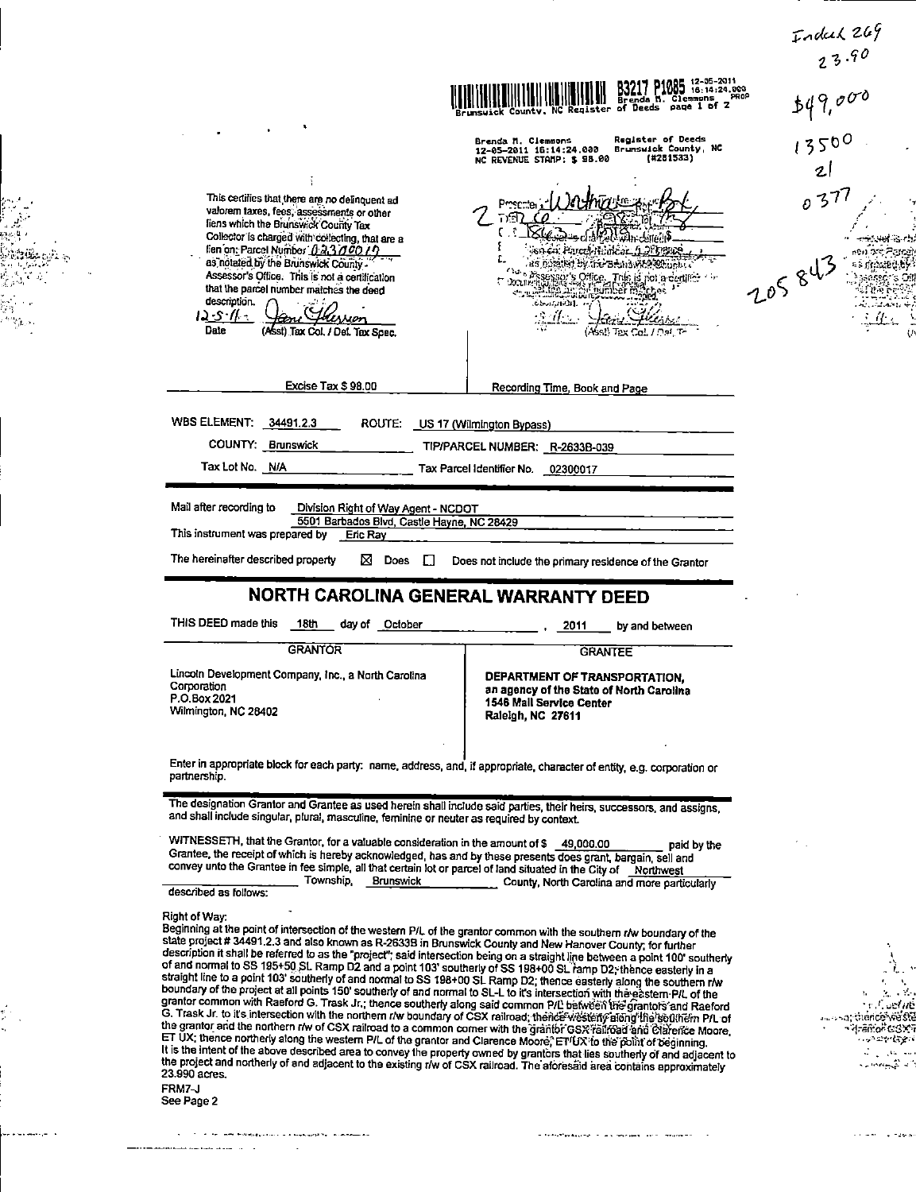Index 269
23.90

$49,000

13500
21
0377

205843

B3217 P1085 12-05-2011 16:14:24.000
Brunswick County, NC Register of Deeds page 1 of 2
Brenda M. Clemmons PROP

Brenda M. Clemmons Register of Deeds
12-05-2011 16:14:24.000 Brunswick County, NC
NC REVENUE STAMP: $ 98.00 (#281533)

This certifies that there are no delinquent ad valorem taxes, fees, assessments or other liens which the Brunswick County Tax Collector is charged with collecting, that are a lien on: Parcel Number 02300017 as notated by the Brunswick County Assessor's Office. This is not a certification that the parcel number matches the deed description.

12-5-11 (signature)
Date (Asst) Tax Col. / Del. Tax Spec.

Presenter: (signature)

Excise Tax $ 98.00

Recording Time, Book and Page

WBS ELEMENT: 34491.2.3 ROUTE: US 17 (Wilmington Bypass)

COUNTY: Brunswick TIP/PARCEL NUMBER: R-2633B-039

Tax Lot No. N/A Tax Parcel Identifier No. 02300017

Mail after recording to Division Right of Way Agent - NCDOT
5501 Barbados Blvd, Castle Hayne, NC 28429

This instrument was prepared by Eric Ray

The hereinafter described property ☒ Does ☐ Does not include the primary residence of the Grantor

# NORTH CAROLINA GENERAL WARRANTY DEED

THIS DEED made this 18th day of October, 2011 by and between

| GRANTOR | GRANTEE |
| --- | --- |
| Lincoln Development Company, Inc., a North Carolina Corporation<br>P.O.Box 2021<br>Wilmington, NC 28402 | **DEPARTMENT OF TRANSPORTATION, an agency of the State of North Carolina**<br>**1546 Mail Service Center**<br>**Raleigh, NC 27611** |

Enter in appropriate block for each party: name, address, and, if appropriate, character of entity, e.g. corporation or partnership.

The designation Grantor and Grantee as used herein shall include said parties, their heirs, successors, and assigns, and shall include singular, plural, masculine, feminine or neuter as required by context.

WITNESSETH, that the Grantor, for a valuable consideration in the amount of $ 49,000.00 paid by the Grantee, the receipt of which is hereby acknowledged, has and by these presents does grant, bargain, sell and convey unto the Grantee in fee simple, all that certain lot or parcel of land situated in the City of Northwest Township, Brunswick County, North Carolina and more particularly described as follows:

Right of Way:
Beginning at the point of intersection of the western P/L of the grantor common with the southern r/w boundary of the state project # 34491.2.3 and also known as R-2633B in Brunswick County and New Hanover County; for further description it shall be referred to as the "project"; said intersection being on a straight line between a point 100' southerly of and normal to SS 195+50 SL Ramp D2 and a point 103' southerly of SS 198+00 SL ramp D2; thence easterly in a straight line to a point 103' southerly of and normal to SS 198+00 SL Ramp D2; thence easterly along the southern r/w boundary of the project at all points 150' southerly of and normal to SL-L to it's intersection with the eastern P/L of the grantor common with Raeford G. Trask Jr.; thence southerly along said common P/L between the grantors and Raeford G. Trask Jr. to it's intersection with the northern r/w boundary of CSX railroad; thence westerly along the southern P/L of the grantor and the northern r/w of CSX railroad to a common corner with the grantor CSX railroad and Clarence Moore, ET UX; thence northerly along the western P/L of the grantor and Clarence Moore, ET UX to the point of beginning. It is the intent of the above described area to convey the property owned by grantors that lies southerly of and adjacent to the project and northerly of and adjacent to the existing r/w of CSX railroad. The aforesaid area contains approximately 23.990 acres.

FRM7-J
See Page 2